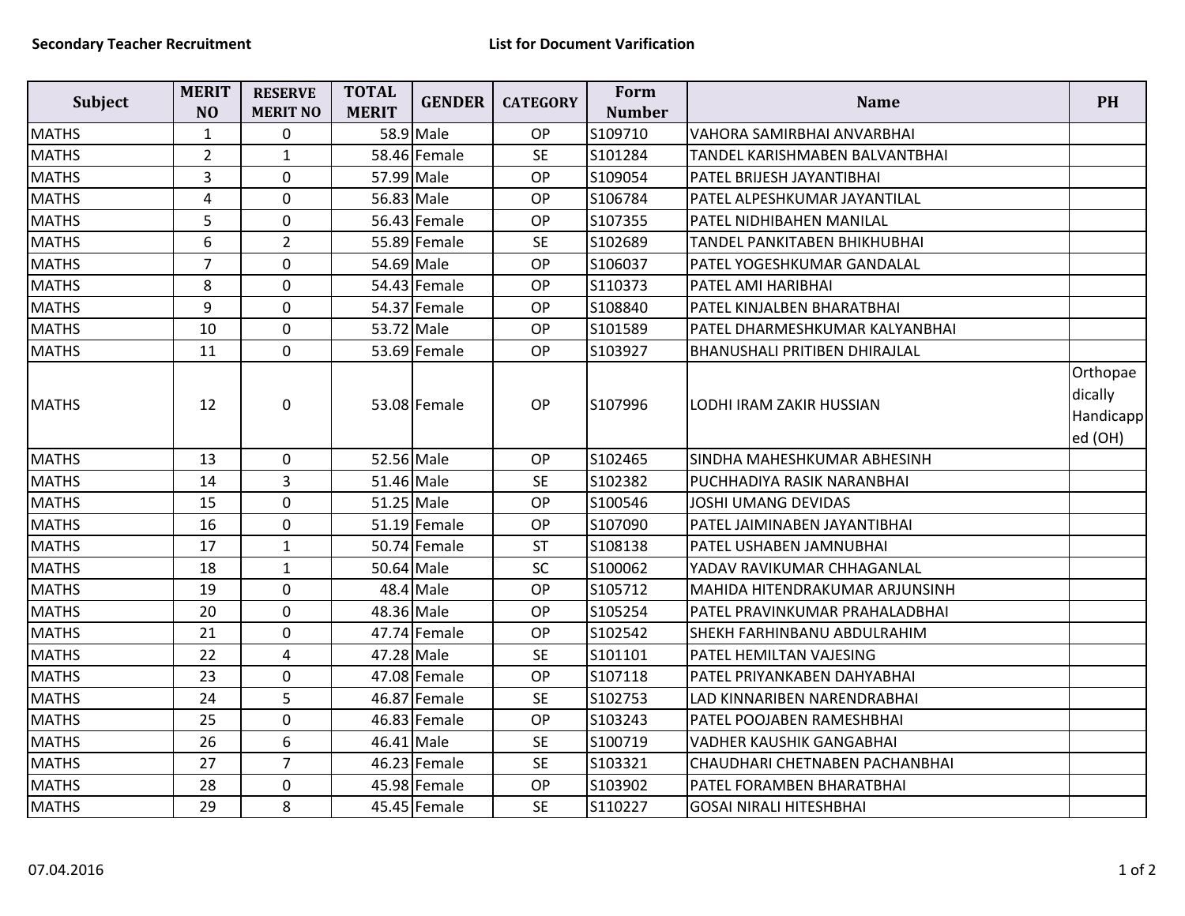**Secondary Teacher Recruitment** **List for Document Varification**

| Subject | MERIT NO | RESERVE MERIT NO | TOTAL MERIT | GENDER | CATEGORY | Form Number | Name | PH |
|---|---|---|---|---|---|---|---|---|
| MATHS | 1 | 0 | 58.9 | Male | OP | S109710 | VAHORA SAMIRBHAI ANVARBHAI | |
| MATHS | 2 | 1 | 58.46 | Female | SE | S101284 | TANDEL KARISHMABEN BALVANTBHAI | |
| MATHS | 3 | 0 | 57.99 | Male | OP | S109054 | PATEL BRIJESH JAYANTIBHAI | |
| MATHS | 4 | 0 | 56.83 | Male | OP | S106784 | PATEL ALPESHKUMAR JAYANTILAL | |
| MATHS | 5 | 0 | 56.43 | Female | OP | S107355 | PATEL NIDHIBAHEN MANILAL | |
| MATHS | 6 | 2 | 55.89 | Female | SE | S102689 | TANDEL PANKITABEN BHIKHUBHAI | |
| MATHS | 7 | 0 | 54.69 | Male | OP | S106037 | PATEL YOGESHKUMAR GANDALAL | |
| MATHS | 8 | 0 | 54.43 | Female | OP | S110373 | PATEL AMI HARIBHAI | |
| MATHS | 9 | 0 | 54.37 | Female | OP | S108840 | PATEL KINJALBEN BHARATBHAI | |
| MATHS | 10 | 0 | 53.72 | Male | OP | S101589 | PATEL DHARMESHKUMAR KALYANBHAI | |
| MATHS | 11 | 0 | 53.69 | Female | OP | S103927 | BHANUSHALI PRITIBEN DHIRAJLAL | |
| MATHS | 12 | 0 | 53.08 | Female | OP | S107996 | LODHI IRAM ZAKIR HUSSIAN | Orthopaedically Handicapped (OH) |
| MATHS | 13 | 0 | 52.56 | Male | OP | S102465 | SINDHA MAHESHKUMAR ABHESINH | |
| MATHS | 14 | 3 | 51.46 | Male | SE | S102382 | PUCHHADIYA RASIK NARANBHAI | |
| MATHS | 15 | 0 | 51.25 | Male | OP | S100546 | JOSHI UMANG DEVIDAS | |
| MATHS | 16 | 0 | 51.19 | Female | OP | S107090 | PATEL JAIMINABEN JAYANTIBHAI | |
| MATHS | 17 | 1 | 50.74 | Female | ST | S108138 | PATEL USHABEN JAMNUBHAI | |
| MATHS | 18 | 1 | 50.64 | Male | SC | S100062 | YADAV RAVIKUMAR CHHAGANLAL | |
| MATHS | 19 | 0 | 48.4 | Male | OP | S105712 | MAHIDA HITENDRAKUMAR ARJUNSINH | |
| MATHS | 20 | 0 | 48.36 | Male | OP | S105254 | PATEL PRAVINKUMAR PRAHALADBHAI | |
| MATHS | 21 | 0 | 47.74 | Female | OP | S102542 | SHEKH FARHINBANU ABDULRAHIM | |
| MATHS | 22 | 4 | 47.28 | Male | SE | S101101 | PATEL HEMILTAN VAJESING | |
| MATHS | 23 | 0 | 47.08 | Female | OP | S107118 | PATEL PRIYANKABEN DAHYABHAI | |
| MATHS | 24 | 5 | 46.87 | Female | SE | S102753 | LAD KINNARIBEN NARENDRABHAI | |
| MATHS | 25 | 0 | 46.83 | Female | OP | S103243 | PATEL POOJABEN RAMESHBHAI | |
| MATHS | 26 | 6 | 46.41 | Male | SE | S100719 | VADHER KAUSHIK GANGABHAI | |
| MATHS | 27 | 7 | 46.23 | Female | SE | S103321 | CHAUDHARI CHETNABEN PACHANBHAI | |
| MATHS | 28 | 0 | 45.98 | Female | OP | S103902 | PATEL FORAMBEN BHARATBHAI | |
| MATHS | 29 | 8 | 45.45 | Female | SE | S110227 | GOSAI NIRALI HITESHBHAI | |

07.04.2016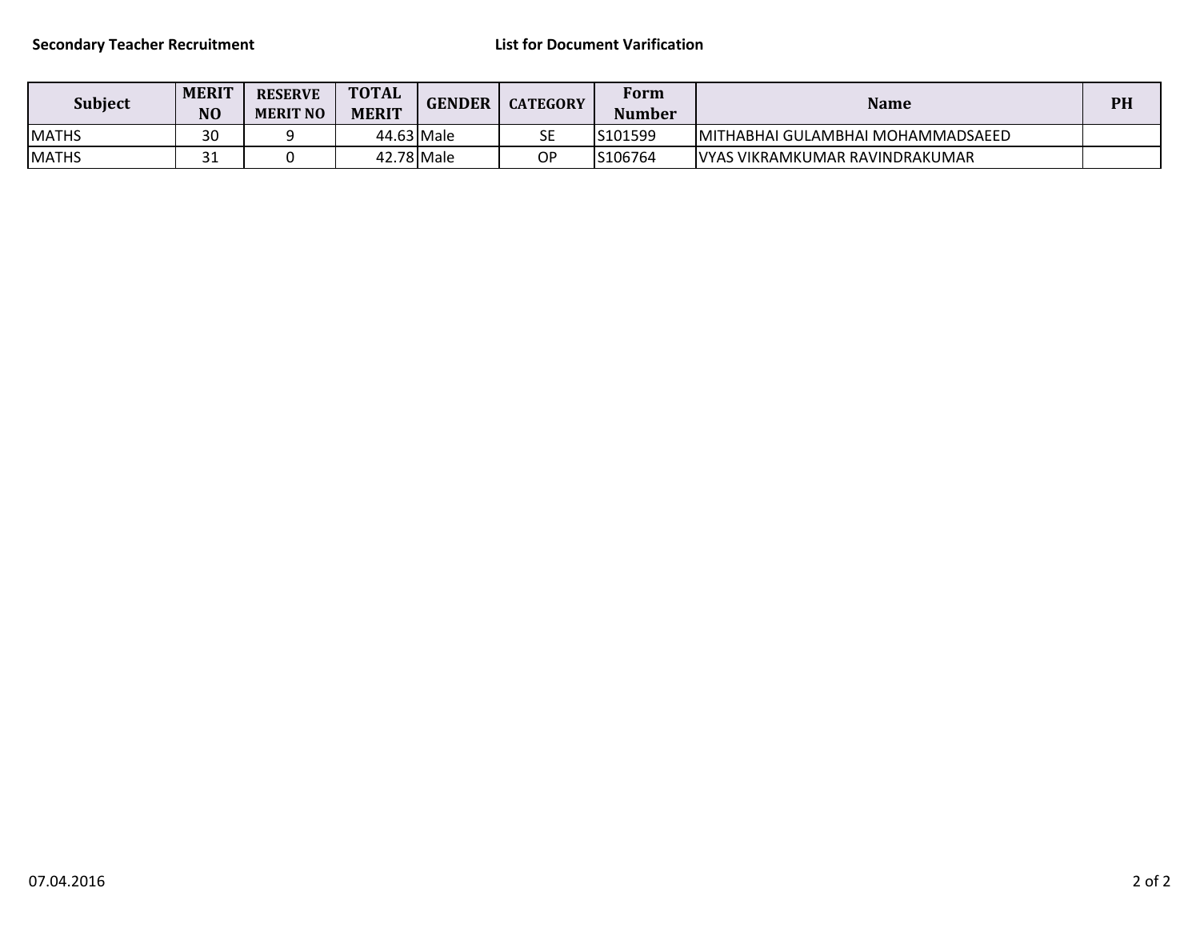**Secondary Teacher Recruitment** **List for Document Varification**

| Subject | MERIT NO | RESERVE MERIT NO | TOTAL MERIT | GENDER | CATEGORY | Form Number | Name | PH |
|---|---|---|---|---|---|---|---|---|
| MATHS | 30 | 9 | 44.63 | Male | SE | S101599 | MITHABHAI GULAMBHAI MOHAMMADSAEED | |
| MATHS | 31 | 0 | 42.78 | Male | OP | S106764 | VYAS VIKRAMKUMAR RAVINDRAKUMAR | |

07.04.2016